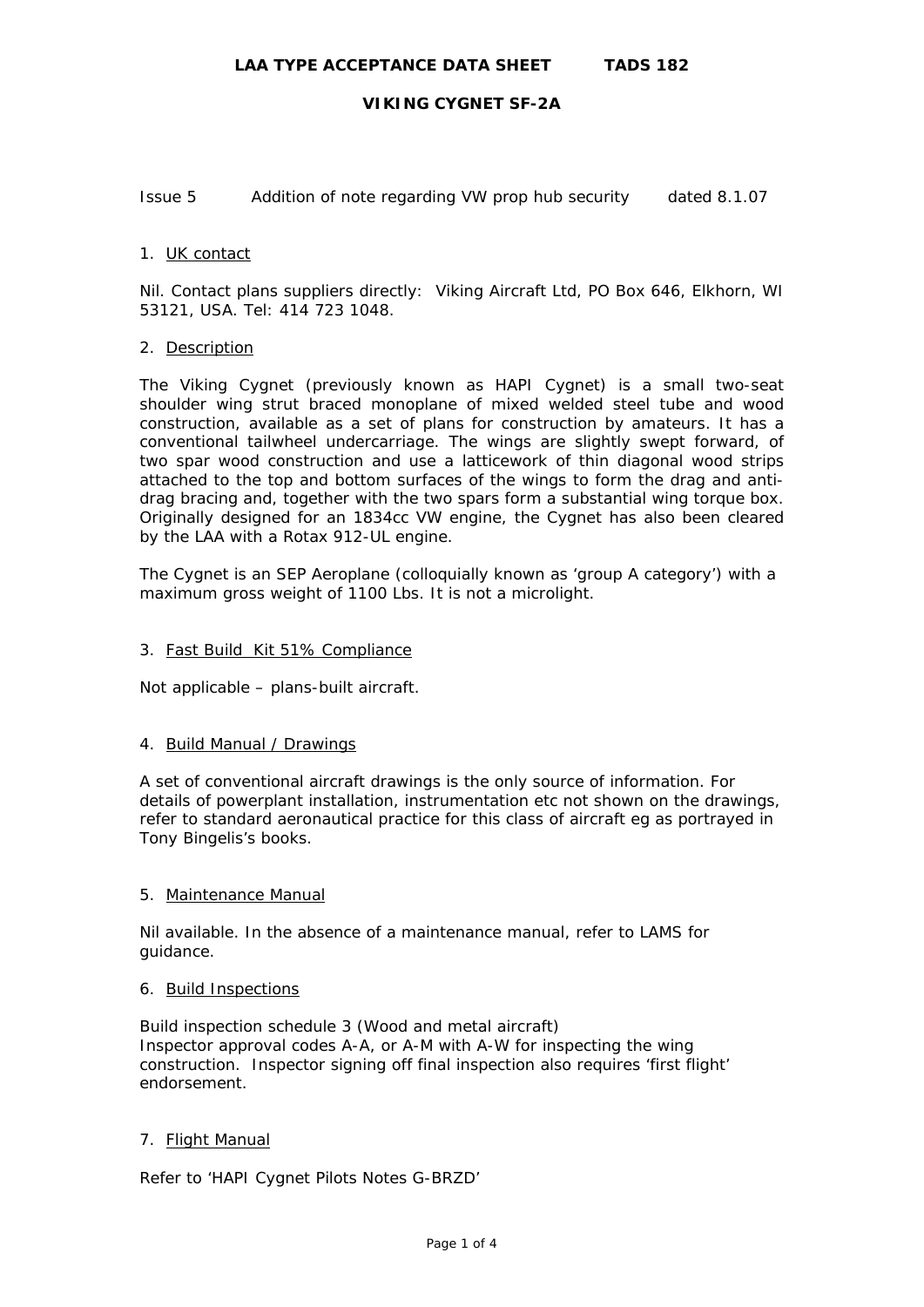# LAA TYPE ACCEPTANCE DATA SHEET TADS 182

## VIKING CYGNET SF-2A

Issue 5 Addition of note regarding VW prop hub security dated 8.1.07

1. UK contact

Nil. Contact plans suppliers directly: Viking Aircraft Ltd, PO Box 646, Elkhorn, WI 53121, USA. Tel: 414 723 1048.

2. Description

The Viking Cygnet (previously known as HAPI Cygnet) is a small two-seat shoulder wing strut braced monoplane of mixed welded steel tube and wood construction, available as a set of plans for construction by amateurs. It has a conventional tailwheel undercarriage. The wings are slightly swept forward, of two spar wood construction and use a latticework of thin diagonal wood strips attached to the top and bottom surfaces of the wings to form the drag and anti-drag bracing and, together with the two spars form a substantial wing torque box. Originally designed for an 1834cc VW engine, the Cygnet has also been cleared by the LAA with a Rotax 912-UL engine.

The Cygnet is an SEP Aeroplane (colloquially known as 'group A category') with a maximum gross weight of 1100 Lbs. It is not a microlight.

3. Fast Build Kit 51% Compliance

Not applicable – plans-built aircraft.

4. Build Manual / Drawings

A set of conventional aircraft drawings is the only source of information. For details of powerplant installation, instrumentation etc not shown on the drawings, refer to standard aeronautical practice for this class of aircraft eg as portrayed in Tony Bingelis's books.

5. Maintenance Manual

Nil available. In the absence of a maintenance manual, refer to LAMS for guidance.

6. Build Inspections

Build inspection schedule 3 (Wood and metal aircraft)
Inspector approval codes A-A, or A-M with A-W for inspecting the wing construction. Inspector signing off final inspection also requires 'first flight' endorsement.

7. Flight Manual

Refer to 'HAPI Cygnet Pilots Notes G-BRZD'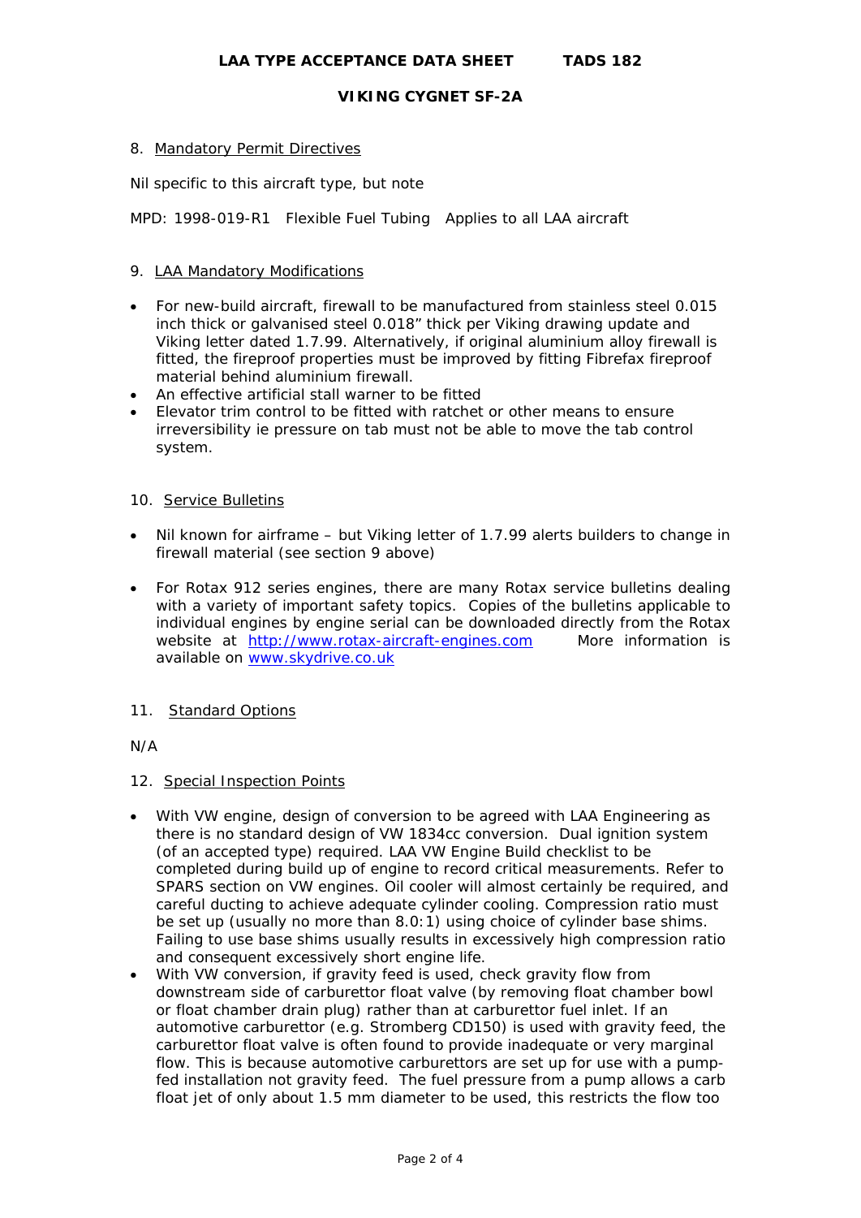8. Mandatory Permit Directives

Nil specific to this aircraft type, but note

MPD: 1998-019-R1 Flexible Fuel Tubing Applies to all LAA aircraft

9. LAA Mandatory Modifications

- For new-build aircraft, firewall to be manufactured from stainless steel 0.015 inch thick or galvanised steel 0.018" thick per Viking drawing update and Viking letter dated 1.7.99. Alternatively, if original aluminium alloy firewall is fitted, the fireproof properties must be improved by fitting Fibrefax fireproof material behind aluminium firewall.
- An effective artificial stall warner to be fitted
- Elevator trim control to be fitted with ratchet or other means to ensure irreversibility ie pressure on tab must not be able to move the tab control system.

10. Service Bulletins

- Nil known for airframe – but Viking letter of 1.7.99 alerts builders to change in firewall material (see section 9 above)
- For Rotax 912 series engines, there are many Rotax service bulletins dealing with a variety of important safety topics. Copies of the bulletins applicable to individual engines by engine serial can be downloaded directly from the Rotax website at http://www.rotax-aircraft-engines.com More information is available on www.skydrive.co.uk

11. Standard Options

N/A

12. Special Inspection Points

- With VW engine, design of conversion to be agreed with LAA Engineering as there is no standard design of VW 1834cc conversion. Dual ignition system (of an accepted type) required. LAA VW Engine Build checklist to be completed during build up of engine to record critical measurements. Refer to SPARS section on VW engines. Oil cooler will almost certainly be required, and careful ducting to achieve adequate cylinder cooling. Compression ratio must be set up (usually no more than 8.0:1) using choice of cylinder base shims. Failing to use base shims usually results in excessively high compression ratio and consequent excessively short engine life.
- With VW conversion, if gravity feed is used, check gravity flow from downstream side of carburettor float valve (by removing float chamber bowl or float chamber drain plug) rather than at carburettor fuel inlet. If an automotive carburettor (e.g. Stromberg CD150) is used with gravity feed, the carburettor float valve is often found to provide inadequate or very marginal flow. This is because automotive carburettors are set up for use with a pump-fed installation not gravity feed. The fuel pressure from a pump allows a carb float jet of only about 1.5 mm diameter to be used, this restricts the flow too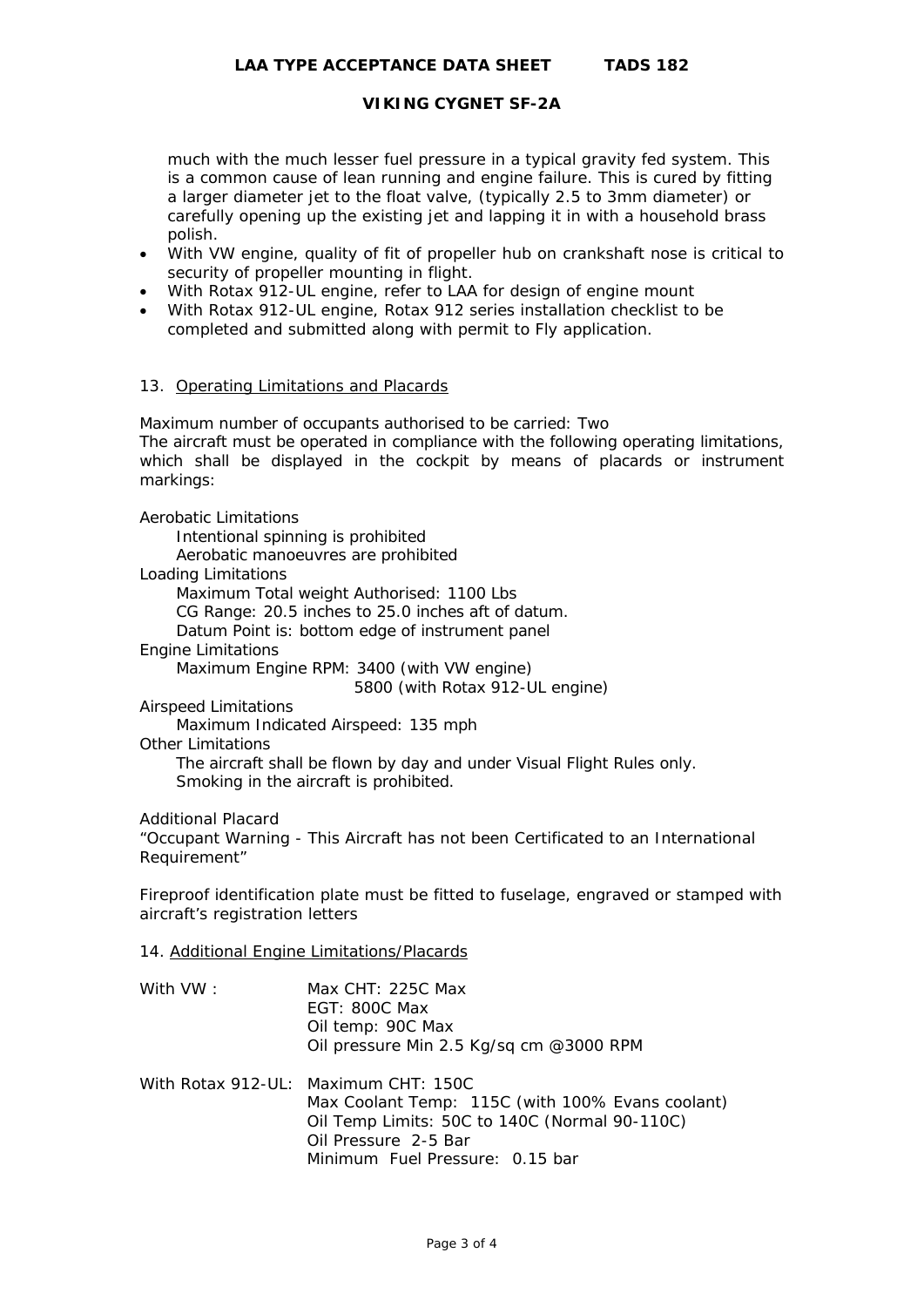much with the much lesser fuel pressure in a typical gravity fed system. This is a common cause of lean running and engine failure. This is cured by fitting a larger diameter jet to the float valve, (typically 2.5 to 3mm diameter) or carefully opening up the existing jet and lapping it in with a household brass polish.

- With VW engine, quality of fit of propeller hub on crankshaft nose is critical to security of propeller mounting in flight.
- With Rotax 912-UL engine, refer to LAA for design of engine mount
- With Rotax 912-UL engine, Rotax 912 series installation checklist to be completed and submitted along with permit to Fly application.

## 13. Operating Limitations and Placards

Maximum number of occupants authorised to be carried: Two
The aircraft must be operated in compliance with the following operating limitations, which shall be displayed in the cockpit by means of placards or instrument markings:

Aerobatic Limitations
- Intentional spinning is prohibited
- Aerobatic manoeuvres are prohibited

Loading Limitations
- Maximum Total weight Authorised: 1100 Lbs
- CG Range: 20.5 inches to 25.0 inches aft of datum.
- Datum Point is: bottom edge of instrument panel

Engine Limitations
- Maximum Engine RPM: 3400 (with VW engine)
  5800 (with Rotax 912-UL engine)

Airspeed Limitations
- Maximum Indicated Airspeed: 135 mph

Other Limitations
- The aircraft shall be flown by day and under Visual Flight Rules only.
- Smoking in the aircraft is prohibited.

Additional Placard
"Occupant Warning - This Aircraft has not been Certificated to an International Requirement"

Fireproof identification plate must be fitted to fuselage, engraved or stamped with aircraft's registration letters

## 14. Additional Engine Limitations/Placards

With VW :
- Max CHT: 225C Max
- EGT: 800C Max
- Oil temp: 90C Max
- Oil pressure Min 2.5 Kg/sq cm @3000 RPM

With Rotax 912-UL:
- Maximum CHT: 150C
- Max Coolant Temp: 115C (with 100% Evans coolant)
- Oil Temp Limits: 50C to 140C (Normal 90-110C)
- Oil Pressure 2-5 Bar
- Minimum Fuel Pressure: 0.15 bar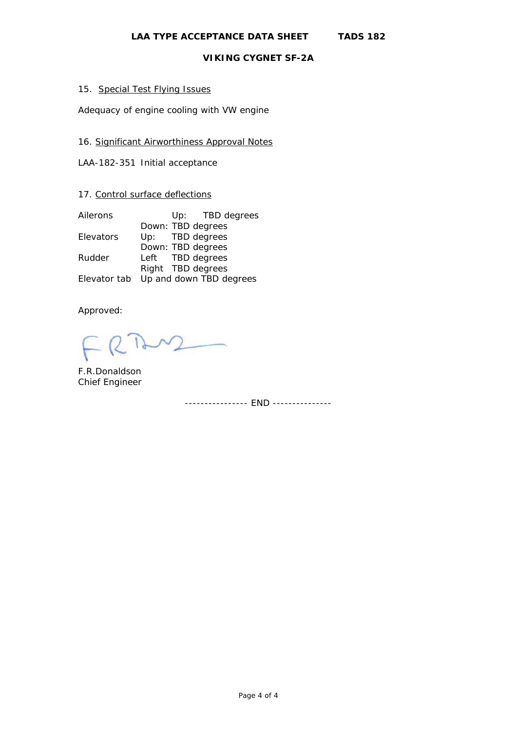15. Special Test Flying Issues

Adequacy of engine cooling with VW engine

16. Significant Airworthiness Approval Notes

LAA-182-351 Initial acceptance

17. Control surface deflections

| | | |
|---|---|---|
| Ailerons | Up: | TBD degrees |
| | Down: | TBD degrees |
| Elevators | Up: | TBD degrees |
| | Down: | TBD degrees |
| Rudder | Left | TBD degrees |
| | Right | TBD degrees |
| Elevator tab | Up and down | TBD degrees |

Approved:

F.R.Donaldson
Chief Engineer

---------------- END ---------------